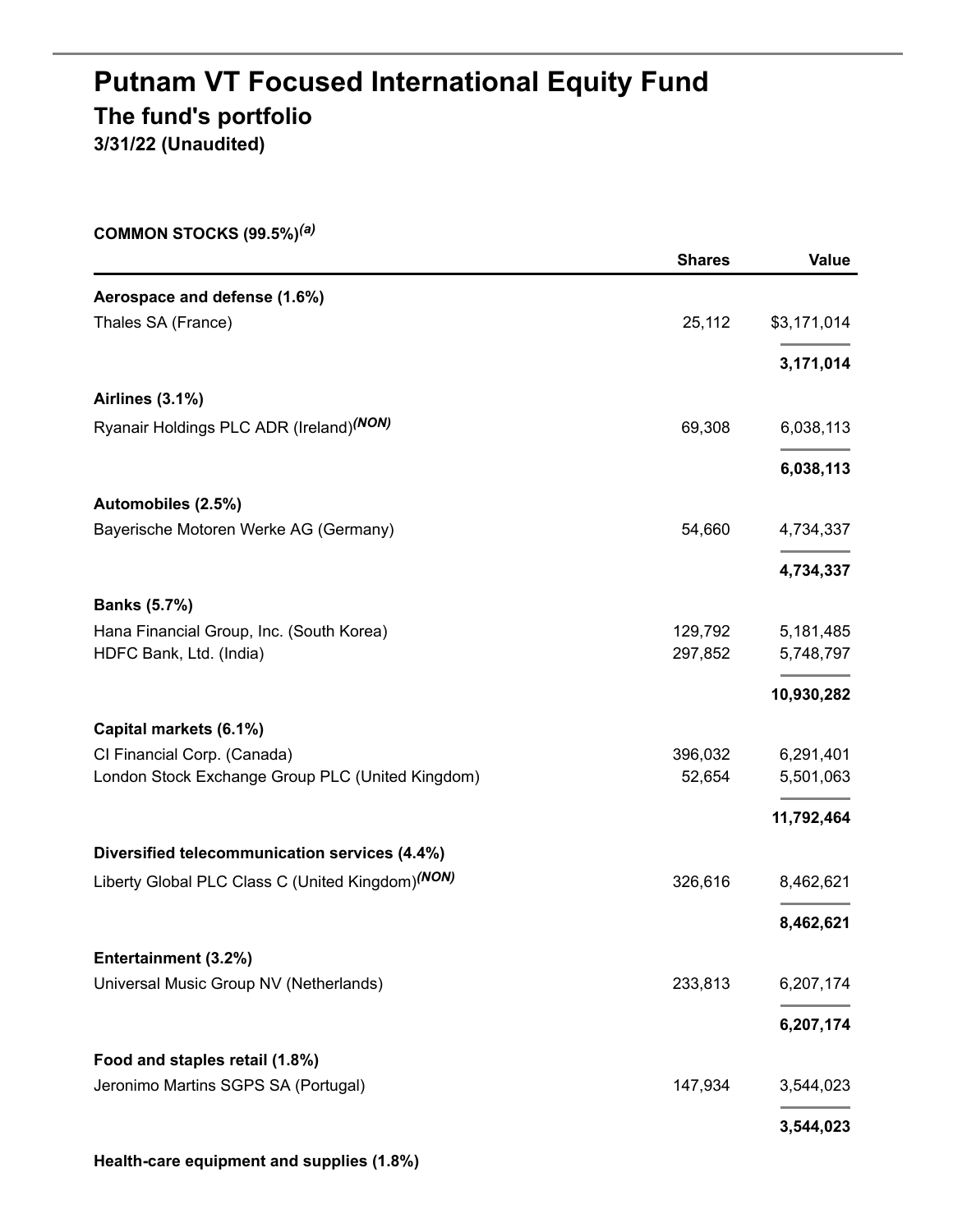# Putnam VT Focused International Equity Fund

## The fund's portfolio

**3/31/22 (Unaudited)**

**COMMON STOCKS (99.5%)[(a)]**

| | Shares | Value |
|---|---:|---:|
| **Aerospace and defense (1.6%)** | | |
| Thales SA (France) | 25,112 | $3,171,014 |
| | | **3,171,014** |
| **Airlines (3.1%)** | | |
| Ryanair Holdings PLC ADR (Ireland)[(NON)] | 69,308 | 6,038,113 |
| | | **6,038,113** |
| **Automobiles (2.5%)** | | |
| Bayerische Motoren Werke AG (Germany) | 54,660 | 4,734,337 |
| | | **4,734,337** |
| **Banks (5.7%)** | | |
| Hana Financial Group, Inc. (South Korea) | 129,792 | 5,181,485 |
| HDFC Bank, Ltd. (India) | 297,852 | 5,748,797 |
| | | **10,930,282** |
| **Capital markets (6.1%)** | | |
| CI Financial Corp. (Canada) | 396,032 | 6,291,401 |
| London Stock Exchange Group PLC (United Kingdom) | 52,654 | 5,501,063 |
| | | **11,792,464** |
| **Diversified telecommunication services (4.4%)** | | |
| Liberty Global PLC Class C (United Kingdom)[(NON)] | 326,616 | 8,462,621 |
| | | **8,462,621** |
| **Entertainment (3.2%)** | | |
| Universal Music Group NV (Netherlands) | 233,813 | 6,207,174 |
| | | **6,207,174** |
| **Food and staples retail (1.8%)** | | |
| Jeronimo Martins SGPS SA (Portugal) | 147,934 | 3,544,023 |
| | | **3,544,023** |
| **Health-care equipment and supplies (1.8%)** | | |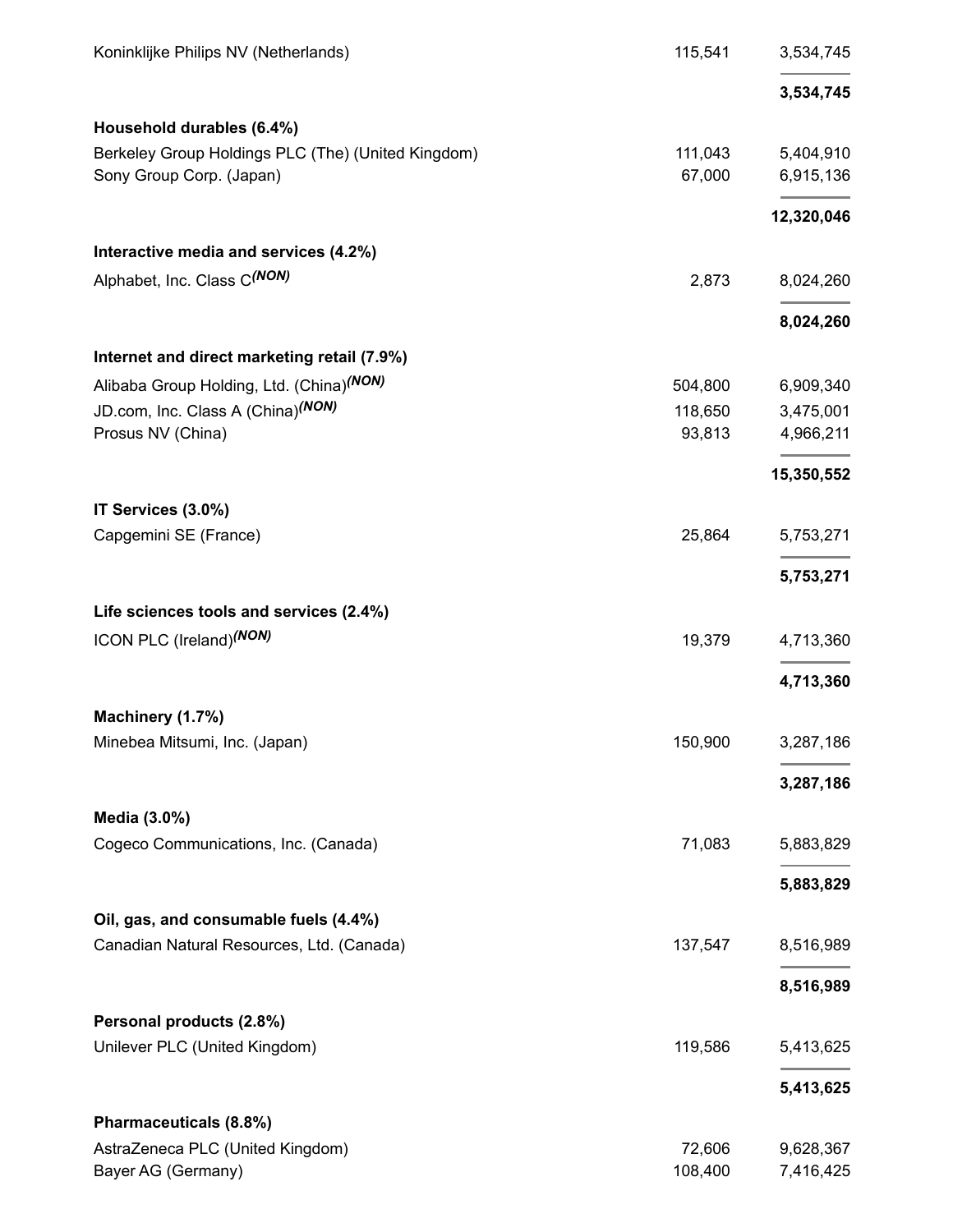| | | |
|---|---|---|
| Koninklijke Philips NV (Netherlands) | 115,541 | 3,534,745 |
| | | **3,534,745** |
| **Household durables (6.4%)** | | |
| Berkeley Group Holdings PLC (The) (United Kingdom) | 111,043 | 5,404,910 |
| Sony Group Corp. (Japan) | 67,000 | 6,915,136 |
| | | **12,320,046** |
| **Interactive media and services (4.2%)** | | |
| Alphabet, Inc. Class C *(NON)* | 2,873 | 8,024,260 |
| | | **8,024,260** |
| **Internet and direct marketing retail (7.9%)** | | |
| Alibaba Group Holding, Ltd. (China) *(NON)* | 504,800 | 6,909,340 |
| JD.com, Inc. Class A (China) *(NON)* | 118,650 | 3,475,001 |
| Prosus NV (China) | 93,813 | 4,966,211 |
| | | **15,350,552** |
| **IT Services (3.0%)** | | |
| Capgemini SE (France) | 25,864 | 5,753,271 |
| | | **5,753,271** |
| **Life sciences tools and services (2.4%)** | | |
| ICON PLC (Ireland) *(NON)* | 19,379 | 4,713,360 |
| | | **4,713,360** |
| **Machinery (1.7%)** | | |
| Minebea Mitsumi, Inc. (Japan) | 150,900 | 3,287,186 |
| | | **3,287,186** |
| **Media (3.0%)** | | |
| Cogeco Communications, Inc. (Canada) | 71,083 | 5,883,829 |
| | | **5,883,829** |
| **Oil, gas, and consumable fuels (4.4%)** | | |
| Canadian Natural Resources, Ltd. (Canada) | 137,547 | 8,516,989 |
| | | **8,516,989** |
| **Personal products (2.8%)** | | |
| Unilever PLC (United Kingdom) | 119,586 | 5,413,625 |
| | | **5,413,625** |
| **Pharmaceuticals (8.8%)** | | |
| AstraZeneca PLC (United Kingdom) | 72,606 | 9,628,367 |
| Bayer AG (Germany) | 108,400 | 7,416,425 |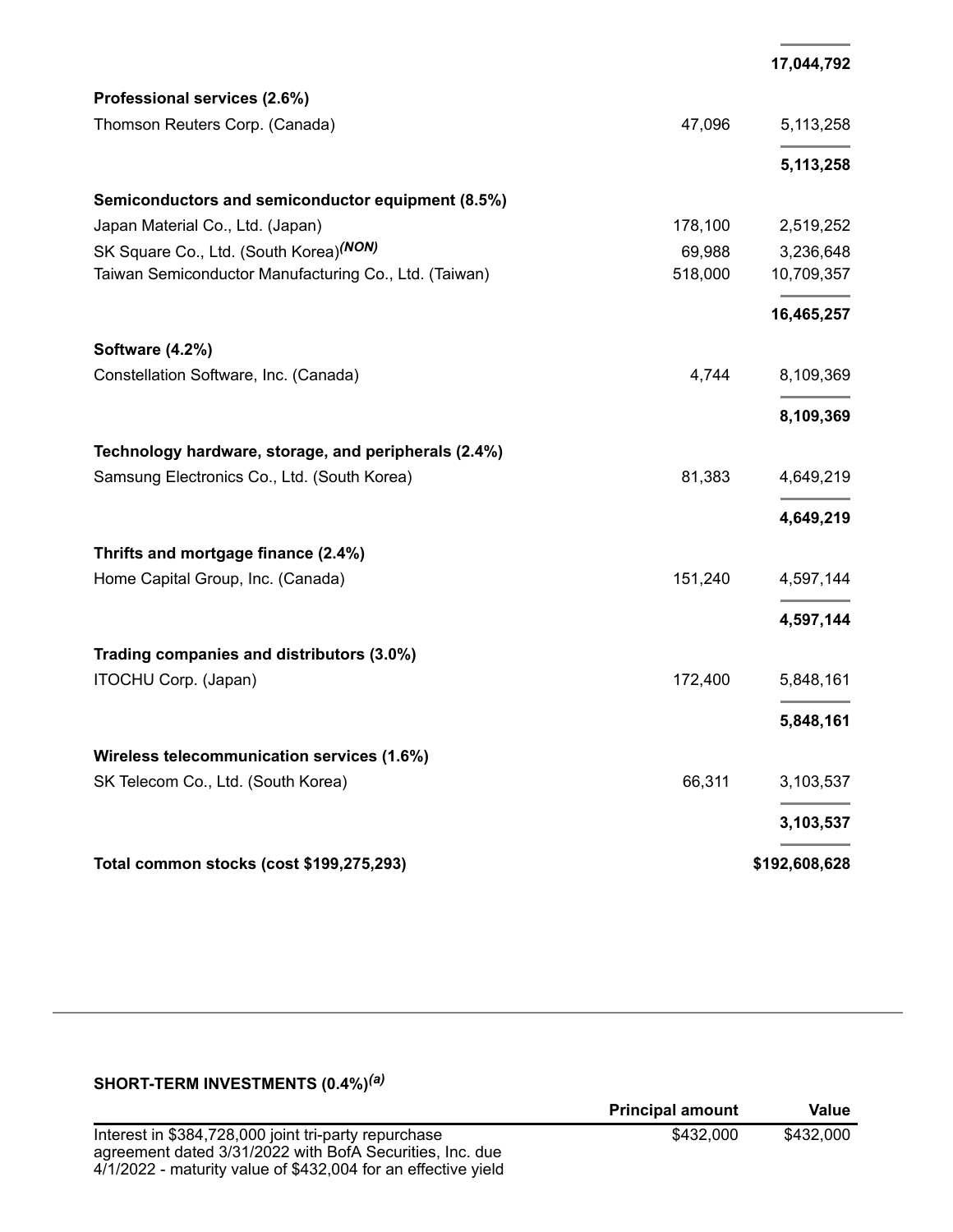| | | |
|---|---|---|
| | | **17,044,792** |
| **Professional services (2.6%)** | | |
| Thomson Reuters Corp. (Canada) | 47,096 | 5,113,258 |
| | | **5,113,258** |
| **Semiconductors and semiconductor equipment (8.5%)** | | |
| Japan Material Co., Ltd. (Japan) | 178,100 | 2,519,252 |
| SK Square Co., Ltd. (South Korea)*(NON)* | 69,988 | 3,236,648 |
| Taiwan Semiconductor Manufacturing Co., Ltd. (Taiwan) | 518,000 | 10,709,357 |
| | | **16,465,257** |
| **Software (4.2%)** | | |
| Constellation Software, Inc. (Canada) | 4,744 | 8,109,369 |
| | | **8,109,369** |
| **Technology hardware, storage, and peripherals (2.4%)** | | |
| Samsung Electronics Co., Ltd. (South Korea) | 81,383 | 4,649,219 |
| | | **4,649,219** |
| **Thrifts and mortgage finance (2.4%)** | | |
| Home Capital Group, Inc. (Canada) | 151,240 | 4,597,144 |
| | | **4,597,144** |
| **Trading companies and distributors (3.0%)** | | |
| ITOCHU Corp. (Japan) | 172,400 | 5,848,161 |
| | | **5,848,161** |
| **Wireless telecommunication services (1.6%)** | | |
| SK Telecom Co., Ltd. (South Korea) | 66,311 | 3,103,537 |
| | | **3,103,537** |
| **Total common stocks (cost $199,275,293)** | | **$192,608,628** |

**SHORT-TERM INVESTMENTS (0.4%)*(a)***

| | Principal amount | Value |
|---|---|---|
| Interest in $384,728,000 joint tri-party repurchase agreement dated 3/31/2022 with BofA Securities, Inc. due 4/1/2022 - maturity value of $432,004 for an effective yield | $432,000 | $432,000 |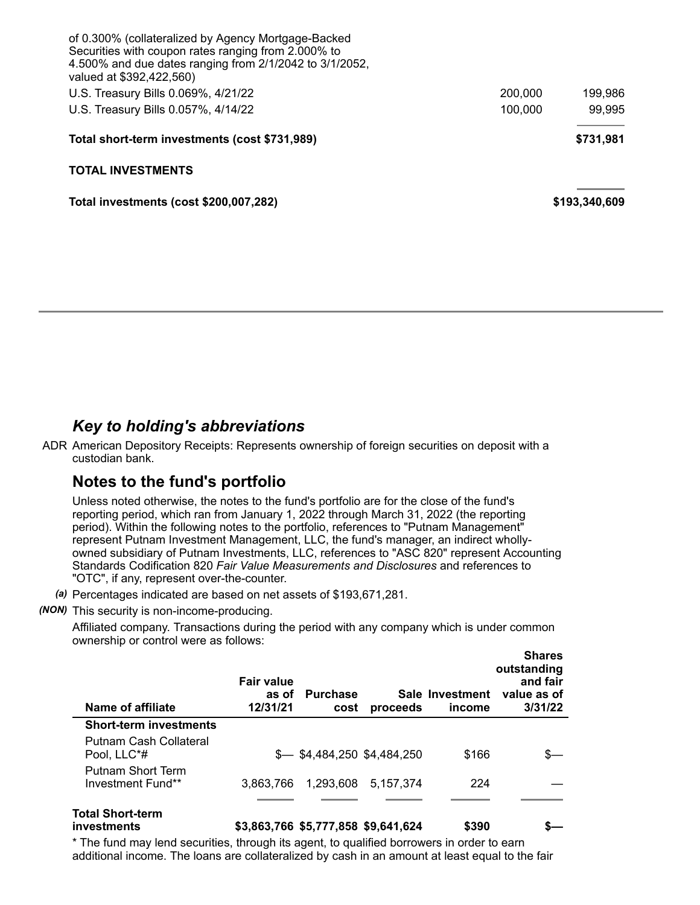| | | |
|---|---|---|
| of 0.300% (collateralized by Agency Mortgage-Backed Securities with coupon rates ranging from 2.000% to 4.500% and due dates ranging from 2/1/2042 to 3/1/2052, valued at $392,422,560) | | |
| U.S. Treasury Bills 0.069%, 4/21/22 | 200,000 | 199,986 |
| U.S. Treasury Bills 0.057%, 4/14/22 | 100,000 | 99,995 |
| **Total short-term investments (cost $731,989)** | | **$731,981** |
| **TOTAL INVESTMENTS** | | |
| **Total investments (cost $200,007,282)** | | **$193,340,609** |

## *Key to holding's abbreviations*

ADR American Depository Receipts: Represents ownership of foreign securities on deposit with a custodian bank.

## Notes to the fund's portfolio

Unless noted otherwise, the notes to the fund's portfolio are for the close of the fund's reporting period, which ran from January 1, 2022 through March 31, 2022 (the reporting period). Within the following notes to the portfolio, references to "Putnam Management" represent Putnam Investment Management, LLC, the fund's manager, an indirect wholly-owned subsidiary of Putnam Investments, LLC, references to "ASC 820" represent Accounting Standards Codification 820 *Fair Value Measurements and Disclosures* and references to "OTC", if any, represent over-the-counter.

*(a)* Percentages indicated are based on net assets of $193,671,281.

*(NON)* This security is non-income-producing.

Affiliated company. Transactions during the period with any company which is under common ownership or control were as follows:

| Name of affiliate | Fair value as of 12/31/21 | Purchase cost | Sale proceeds | Investment income | Shares outstanding and fair value as of 3/31/22 |
|---|---|---|---|---|---|
| **Short-term investments** | | | | | |
| Putnam Cash Collateral Pool, LLC*# | $— | $4,484,250 | $4,484,250 | $166 | $— |
| Putnam Short Term Investment Fund** | 3,863,766 | 1,293,608 | 5,157,374 | 224 | — |
| **Total Short-term investments** | **$3,863,766** | **$5,777,858** | **$9,641,624** | **$390** | **$—** |

* The fund may lend securities, through its agent, to qualified borrowers in order to earn additional income. The loans are collateralized by cash in an amount at least equal to the fair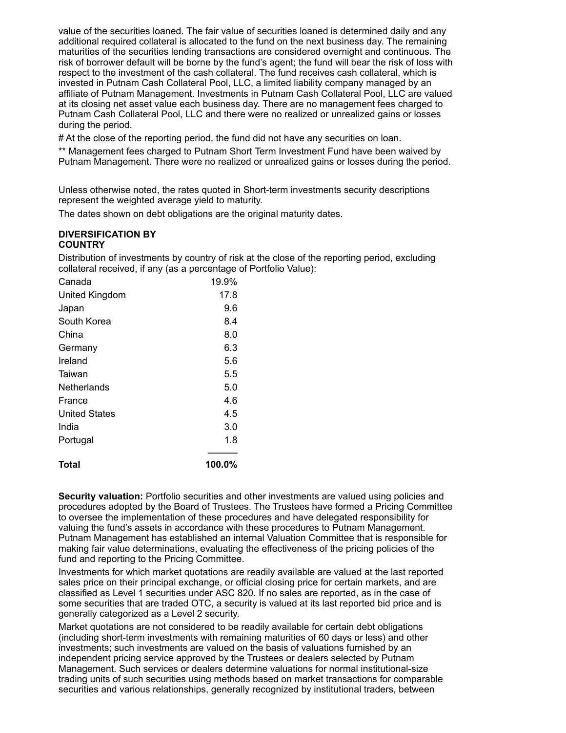value of the securities loaned. The fair value of securities loaned is determined daily and any additional required collateral is allocated to the fund on the next business day. The remaining maturities of the securities lending transactions are considered overnight and continuous. The risk of borrower default will be borne by the fund's agent; the fund will bear the risk of loss with respect to the investment of the cash collateral. The fund receives cash collateral, which is invested in Putnam Cash Collateral Pool, LLC, a limited liability company managed by an affiliate of Putnam Management. Investments in Putnam Cash Collateral Pool, LLC are valued at its closing net asset value each business day. There are no management fees charged to Putnam Cash Collateral Pool, LLC and there were no realized or unrealized gains or losses during the period.

# At the close of the reporting period, the fund did not have any securities on loan.

** Management fees charged to Putnam Short Term Investment Fund have been waived by Putnam Management. There were no realized or unrealized gains or losses during the period.

Unless otherwise noted, the rates quoted in Short-term investments security descriptions represent the weighted average yield to maturity.

The dates shown on debt obligations are the original maturity dates.

**DIVERSIFICATION BY COUNTRY**

Distribution of investments by country of risk at the close of the reporting period, excluding collateral received, if any (as a percentage of Portfolio Value):

| | |
|---|---|
| Canada | 19.9% |
| United Kingdom | 17.8 |
| Japan | 9.6 |
| South Korea | 8.4 |
| China | 8.0 |
| Germany | 6.3 |
| Ireland | 5.6 |
| Taiwan | 5.5 |
| Netherlands | 5.0 |
| France | 4.6 |
| United States | 4.5 |
| India | 3.0 |
| Portugal | 1.8 |
| **Total** | **100.0%** |

**Security valuation:** Portfolio securities and other investments are valued using policies and procedures adopted by the Board of Trustees. The Trustees have formed a Pricing Committee to oversee the implementation of these procedures and have delegated responsibility for valuing the fund's assets in accordance with these procedures to Putnam Management. Putnam Management has established an internal Valuation Committee that is responsible for making fair value determinations, evaluating the effectiveness of the pricing policies of the fund and reporting to the Pricing Committee.

Investments for which market quotations are readily available are valued at the last reported sales price on their principal exchange, or official closing price for certain markets, and are classified as Level 1 securities under ASC 820. If no sales are reported, as in the case of some securities that are traded OTC, a security is valued at its last reported bid price and is generally categorized as a Level 2 security.

Market quotations are not considered to be readily available for certain debt obligations (including short-term investments with remaining maturities of 60 days or less) and other investments; such investments are valued on the basis of valuations furnished by an independent pricing service approved by the Trustees or dealers selected by Putnam Management. Such services or dealers determine valuations for normal institutional-size trading units of such securities using methods based on market transactions for comparable securities and various relationships, generally recognized by institutional traders, between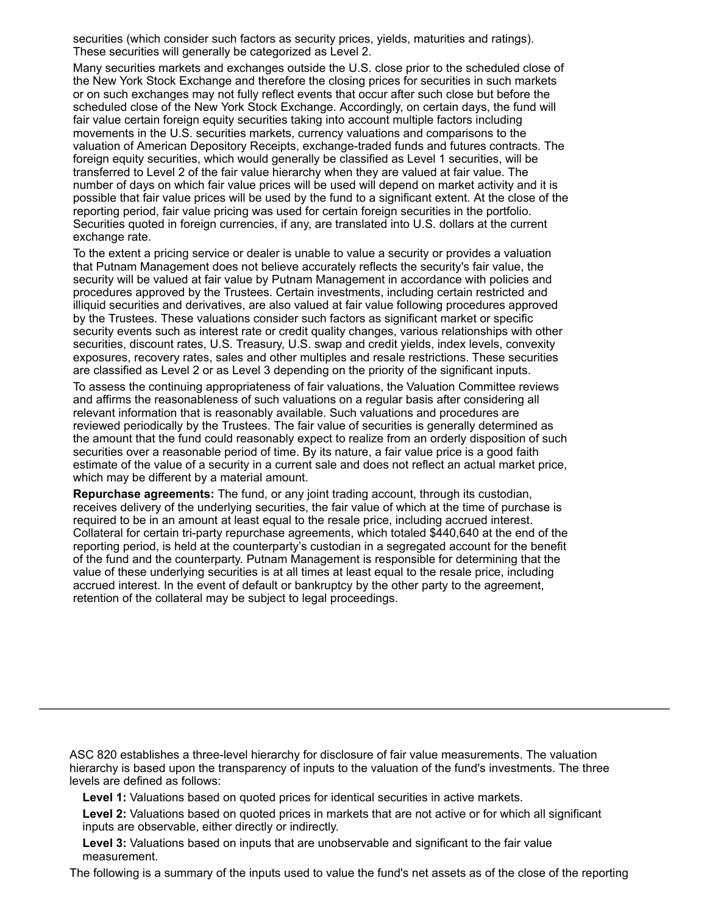securities (which consider such factors as security prices, yields, maturities and ratings). These securities will generally be categorized as Level 2.

Many securities markets and exchanges outside the U.S. close prior to the scheduled close of the New York Stock Exchange and therefore the closing prices for securities in such markets or on such exchanges may not fully reflect events that occur after such close but before the scheduled close of the New York Stock Exchange. Accordingly, on certain days, the fund will fair value certain foreign equity securities taking into account multiple factors including movements in the U.S. securities markets, currency valuations and comparisons to the valuation of American Depository Receipts, exchange-traded funds and futures contracts. The foreign equity securities, which would generally be classified as Level 1 securities, will be transferred to Level 2 of the fair value hierarchy when they are valued at fair value. The number of days on which fair value prices will be used will depend on market activity and it is possible that fair value prices will be used by the fund to a significant extent. At the close of the reporting period, fair value pricing was used for certain foreign securities in the portfolio. Securities quoted in foreign currencies, if any, are translated into U.S. dollars at the current exchange rate.

To the extent a pricing service or dealer is unable to value a security or provides a valuation that Putnam Management does not believe accurately reflects the security's fair value, the security will be valued at fair value by Putnam Management in accordance with policies and procedures approved by the Trustees. Certain investments, including certain restricted and illiquid securities and derivatives, are also valued at fair value following procedures approved by the Trustees. These valuations consider such factors as significant market or specific security events such as interest rate or credit quality changes, various relationships with other securities, discount rates, U.S. Treasury, U.S. swap and credit yields, index levels, convexity exposures, recovery rates, sales and other multiples and resale restrictions. These securities are classified as Level 2 or as Level 3 depending on the priority of the significant inputs.

To assess the continuing appropriateness of fair valuations, the Valuation Committee reviews and affirms the reasonableness of such valuations on a regular basis after considering all relevant information that is reasonably available. Such valuations and procedures are reviewed periodically by the Trustees. The fair value of securities is generally determined as the amount that the fund could reasonably expect to realize from an orderly disposition of such securities over a reasonable period of time. By its nature, a fair value price is a good faith estimate of the value of a security in a current sale and does not reflect an actual market price, which may be different by a material amount.

**Repurchase agreements:** The fund, or any joint trading account, through its custodian, receives delivery of the underlying securities, the fair value of which at the time of purchase is required to be in an amount at least equal to the resale price, including accrued interest. Collateral for certain tri-party repurchase agreements, which totaled $440,640 at the end of the reporting period, is held at the counterparty's custodian in a segregated account for the benefit of the fund and the counterparty. Putnam Management is responsible for determining that the value of these underlying securities is at all times at least equal to the resale price, including accrued interest. In the event of default or bankruptcy by the other party to the agreement, retention of the collateral may be subject to legal proceedings.

---

ASC 820 establishes a three-level hierarchy for disclosure of fair value measurements. The valuation hierarchy is based upon the transparency of inputs to the valuation of the fund's investments. The three levels are defined as follows:

**Level 1:** Valuations based on quoted prices for identical securities in active markets.

**Level 2:** Valuations based on quoted prices in markets that are not active or for which all significant inputs are observable, either directly or indirectly.

**Level 3:** Valuations based on inputs that are unobservable and significant to the fair value measurement.

The following is a summary of the inputs used to value the fund's net assets as of the close of the reporting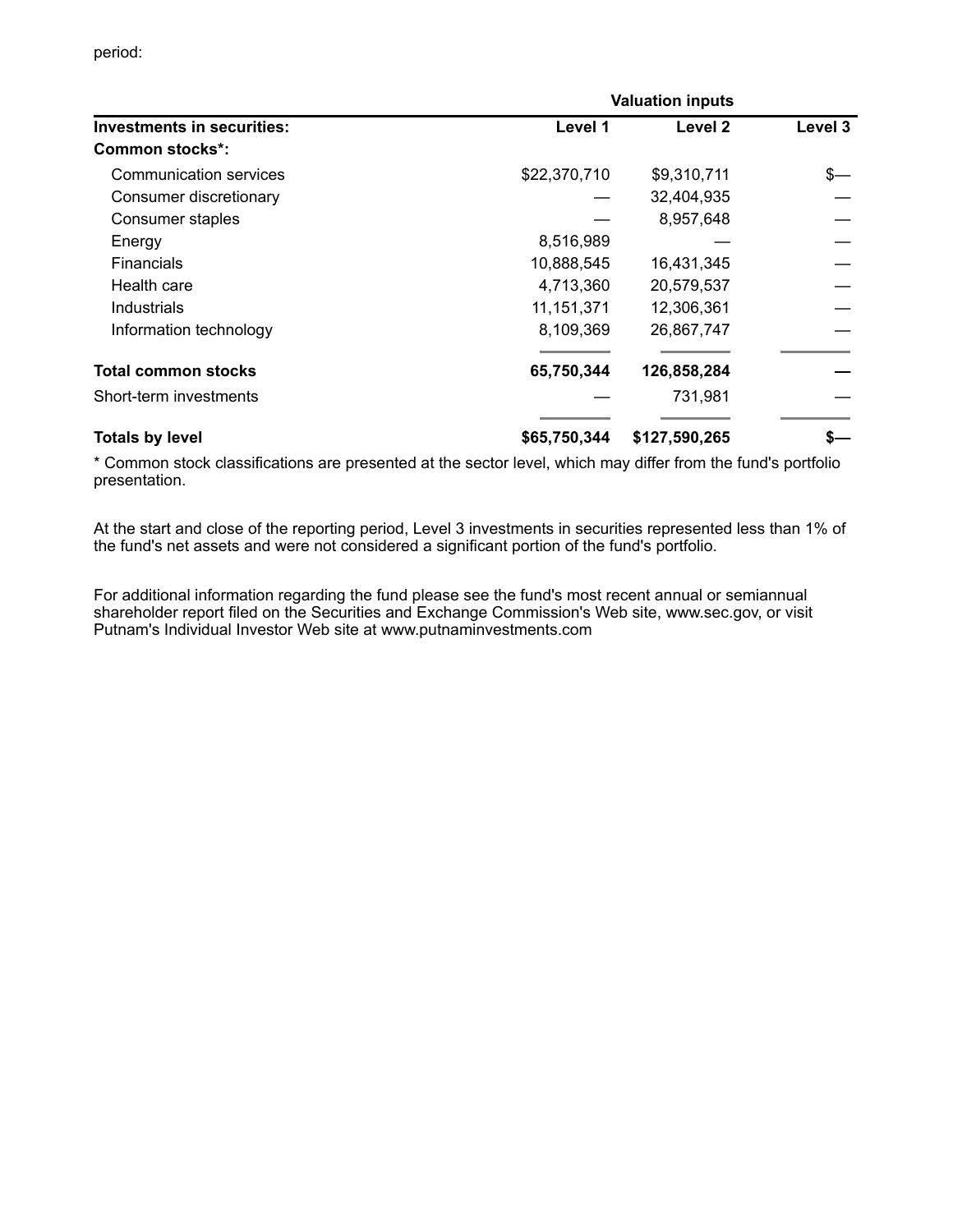period:

| | Valuation inputs | | |
|---|---|---|---|
| **Investments in securities:** | **Level 1** | **Level 2** | **Level 3** |
| **Common stocks*:** | | | |
| Communication services | $22,370,710 | $9,310,711 | $— |
| Consumer discretionary | — | 32,404,935 | — |
| Consumer staples | — | 8,957,648 | — |
| Energy | 8,516,989 | — | — |
| Financials | 10,888,545 | 16,431,345 | — |
| Health care | 4,713,360 | 20,579,537 | — |
| Industrials | 11,151,371 | 12,306,361 | — |
| Information technology | 8,109,369 | 26,867,747 | — |
| **Total common stocks** | **65,750,344** | **126,858,284** | **—** |
| Short-term investments | — | 731,981 | — |
| **Totals by level** | **$65,750,344** | **$127,590,265** | **$—** |

* Common stock classifications are presented at the sector level, which may differ from the fund's portfolio presentation.

At the start and close of the reporting period, Level 3 investments in securities represented less than 1% of the fund's net assets and were not considered a significant portion of the fund's portfolio.

For additional information regarding the fund please see the fund's most recent annual or semiannual shareholder report filed on the Securities and Exchange Commission's Web site, www.sec.gov, or visit Putnam's Individual Investor Web site at www.putnaminvestments.com